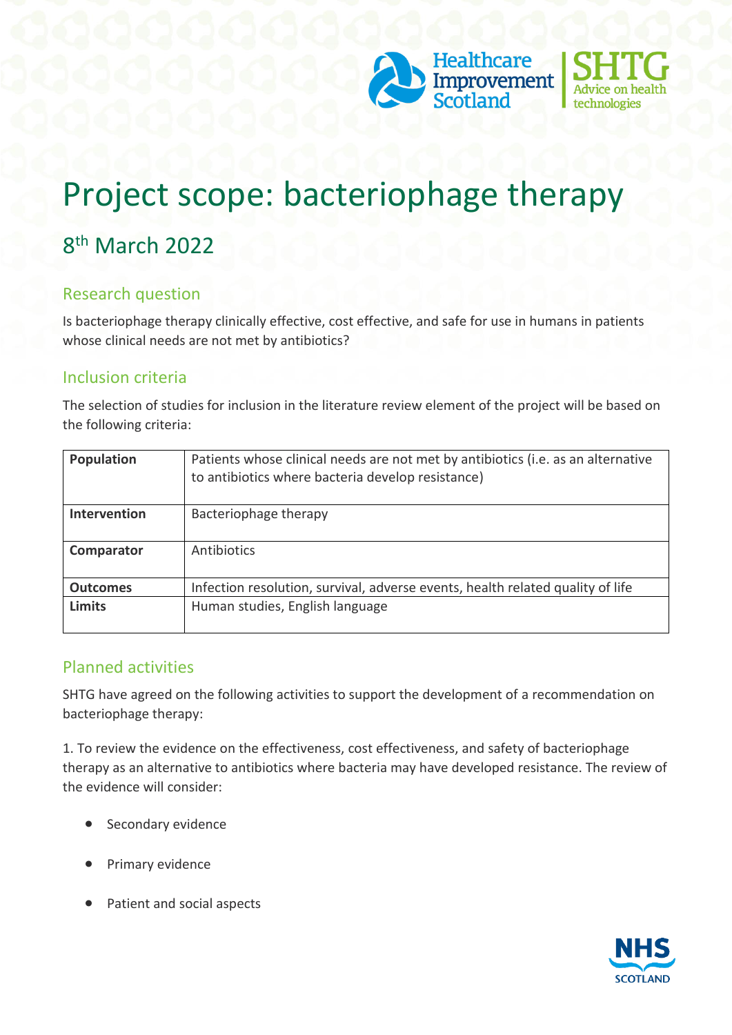# Project scope: bacteriophage therapy

## 8th March 2022

### Research question

Is bacteriophage therapy clinically effective, cost effective, and safe for use in humans in patients whose clinical needs are not met by antibiotics?

### Inclusion criteria

The selection of studies for inclusion in the literature review element of the project will be based on the following criteria:

| | |
|---|---|
| **Population** | Patients whose clinical needs are not met by antibiotics (i.e. as an alternative to antibiotics where bacteria develop resistance) |
| **Intervention** | Bacteriophage therapy |
| **Comparator** | Antibiotics |
| **Outcomes** | Infection resolution, survival, adverse events, health related quality of life |
| **Limits** | Human studies, English language |

### Planned activities

SHTG have agreed on the following activities to support the development of a recommendation on bacteriophage therapy:

1. To review the evidence on the effectiveness, cost effectiveness, and safety of bacteriophage therapy as an alternative to antibiotics where bacteria may have developed resistance. The review of the evidence will consider:

- Secondary evidence
- Primary evidence
- Patient and social aspects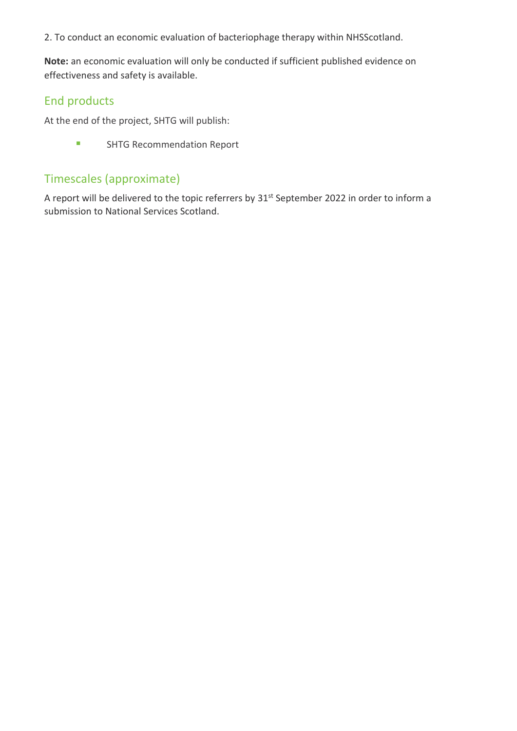2. To conduct an economic evaluation of bacteriophage therapy within NHSScotland.

**Note:** an economic evaluation will only be conducted if sufficient published evidence on effectiveness and safety is available.

## End products

At the end of the project, SHTG will publish:

- SHTG Recommendation Report

## Timescales (approximate)

A report will be delivered to the topic referrers by 31st September 2022 in order to inform a submission to National Services Scotland.